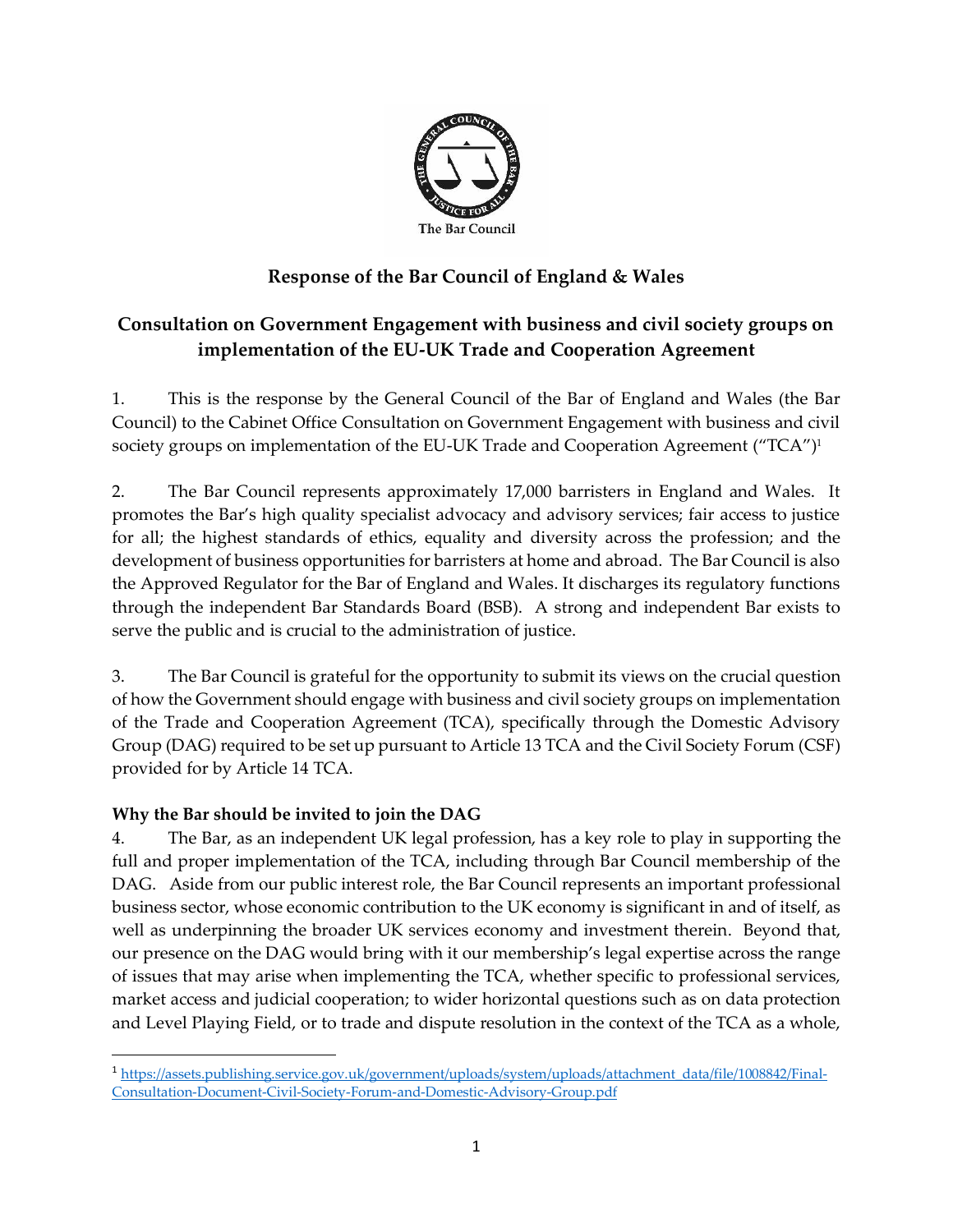The Bar Council

# Response of the Bar Council of England & Wales

## Consultation on Government Engagement with business and civil society groups on implementation of the EU-UK Trade and Cooperation Agreement

1. This is the response by the General Council of the Bar of England and Wales (the Bar Council) to the Cabinet Office Consultation on Government Engagement with business and civil society groups on implementation of the EU-UK Trade and Cooperation Agreement ("TCA")[1]

2. The Bar Council represents approximately 17,000 barristers in England and Wales. It promotes the Bar's high quality specialist advocacy and advisory services; fair access to justice for all; the highest standards of ethics, equality and diversity across the profession; and the development of business opportunities for barristers at home and abroad. The Bar Council is also the Approved Regulator for the Bar of England and Wales. It discharges its regulatory functions through the independent Bar Standards Board (BSB). A strong and independent Bar exists to serve the public and is crucial to the administration of justice.

3. The Bar Council is grateful for the opportunity to submit its views on the crucial question of how the Government should engage with business and civil society groups on implementation of the Trade and Cooperation Agreement (TCA), specifically through the Domestic Advisory Group (DAG) required to be set up pursuant to Article 13 TCA and the Civil Society Forum (CSF) provided for by Article 14 TCA.

### Why the Bar should be invited to join the DAG

4. The Bar, as an independent UK legal profession, has a key role to play in supporting the full and proper implementation of the TCA, including through Bar Council membership of the DAG. Aside from our public interest role, the Bar Council represents an important professional business sector, whose economic contribution to the UK economy is significant in and of itself, as well as underpinning the broader UK services economy and investment therein. Beyond that, our presence on the DAG would bring with it our membership's legal expertise across the range of issues that may arise when implementing the TCA, whether specific to professional services, market access and judicial cooperation; to wider horizontal questions such as on data protection and Level Playing Field, or to trade and dispute resolution in the context of the TCA as a whole,

[1] https://assets.publishing.service.gov.uk/government/uploads/system/uploads/attachment_data/file/1008842/Final-Consultation-Document-Civil-Society-Forum-and-Domestic-Advisory-Group.pdf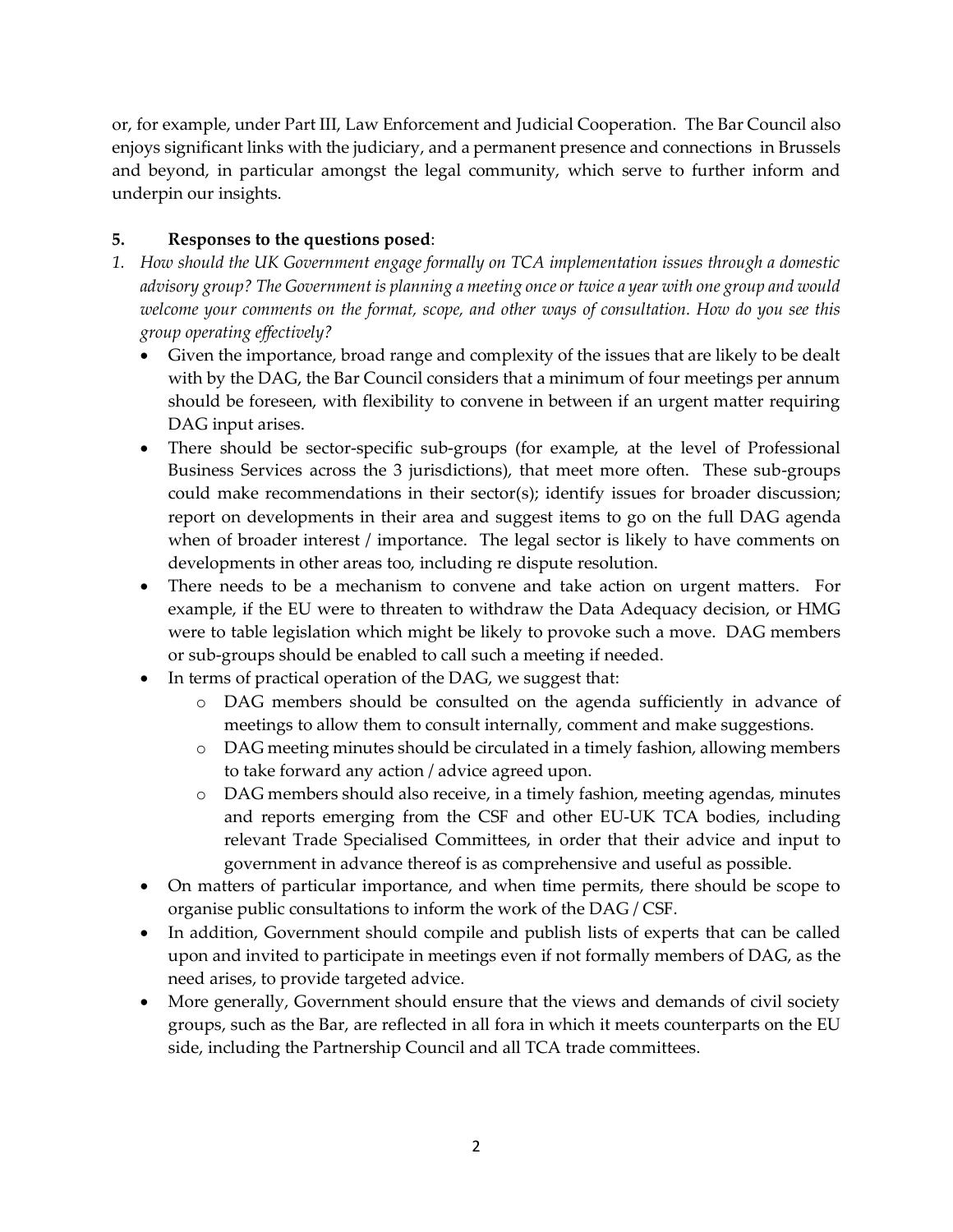or, for example, under Part III, Law Enforcement and Judicial Cooperation. The Bar Council also enjoys significant links with the judiciary, and a permanent presence and connections in Brussels and beyond, in particular amongst the legal community, which serve to further inform and underpin our insights.

**5. Responses to the questions posed**:

1. *How should the UK Government engage formally on TCA implementation issues through a domestic advisory group? The Government is planning a meeting once or twice a year with one group and would welcome your comments on the format, scope, and other ways of consultation. How do you see this group operating effectively?*
    - Given the importance, broad range and complexity of the issues that are likely to be dealt with by the DAG, the Bar Council considers that a minimum of four meetings per annum should be foreseen, with flexibility to convene in between if an urgent matter requiring DAG input arises.
    - There should be sector-specific sub-groups (for example, at the level of Professional Business Services across the 3 jurisdictions), that meet more often. These sub-groups could make recommendations in their sector(s); identify issues for broader discussion; report on developments in their area and suggest items to go on the full DAG agenda when of broader interest / importance. The legal sector is likely to have comments on developments in other areas too, including re dispute resolution.
    - There needs to be a mechanism to convene and take action on urgent matters. For example, if the EU were to threaten to withdraw the Data Adequacy decision, or HMG were to table legislation which might be likely to provoke such a move. DAG members or sub-groups should be enabled to call such a meeting if needed.
    - In terms of practical operation of the DAG, we suggest that:
        - DAG members should be consulted on the agenda sufficiently in advance of meetings to allow them to consult internally, comment and make suggestions.
        - DAG meeting minutes should be circulated in a timely fashion, allowing members to take forward any action / advice agreed upon.
        - DAG members should also receive, in a timely fashion, meeting agendas, minutes and reports emerging from the CSF and other EU-UK TCA bodies, including relevant Trade Specialised Committees, in order that their advice and input to government in advance thereof is as comprehensive and useful as possible.
    - On matters of particular importance, and when time permits, there should be scope to organise public consultations to inform the work of the DAG / CSF.
    - In addition, Government should compile and publish lists of experts that can be called upon and invited to participate in meetings even if not formally members of DAG, as the need arises, to provide targeted advice.
    - More generally, Government should ensure that the views and demands of civil society groups, such as the Bar, are reflected in all fora in which it meets counterparts on the EU side, including the Partnership Council and all TCA trade committees.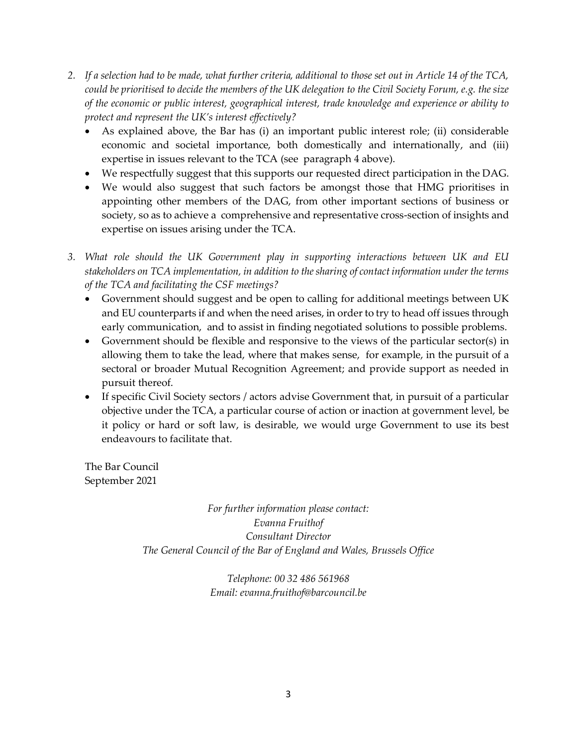2. *If a selection had to be made, what further criteria, additional to those set out in Article 14 of the TCA, could be prioritised to decide the members of the UK delegation to the Civil Society Forum, e.g. the size of the economic or public interest, geographical interest, trade knowledge and experience or ability to protect and represent the UK's interest effectively?*
   - As explained above, the Bar has (i) an important public interest role; (ii) considerable economic and societal importance, both domestically and internationally, and (iii) expertise in issues relevant to the TCA (see paragraph 4 above).
   - We respectfully suggest that this supports our requested direct participation in the DAG.
   - We would also suggest that such factors be amongst those that HMG prioritises in appointing other members of the DAG, from other important sections of business or society, so as to achieve a comprehensive and representative cross-section of insights and expertise on issues arising under the TCA.

3. *What role should the UK Government play in supporting interactions between UK and EU stakeholders on TCA implementation, in addition to the sharing of contact information under the terms of the TCA and facilitating the CSF meetings?*
   - Government should suggest and be open to calling for additional meetings between UK and EU counterparts if and when the need arises, in order to try to head off issues through early communication, and to assist in finding negotiated solutions to possible problems.
   - Government should be flexible and responsive to the views of the particular sector(s) in allowing them to take the lead, where that makes sense, for example, in the pursuit of a sectoral or broader Mutual Recognition Agreement; and provide support as needed in pursuit thereof.
   - If specific Civil Society sectors / actors advise Government that, in pursuit of a particular objective under the TCA, a particular course of action or inaction at government level, be it policy or hard or soft law, is desirable, we would urge Government to use its best endeavours to facilitate that.

The Bar Council
September 2021

*For further information please contact:*
*Evanna Fruithof*
*Consultant Director*
*The General Council of the Bar of England and Wales, Brussels Office*

*Telephone: 00 32 486 561968*
*Email: evanna.fruithof@barcouncil.be*